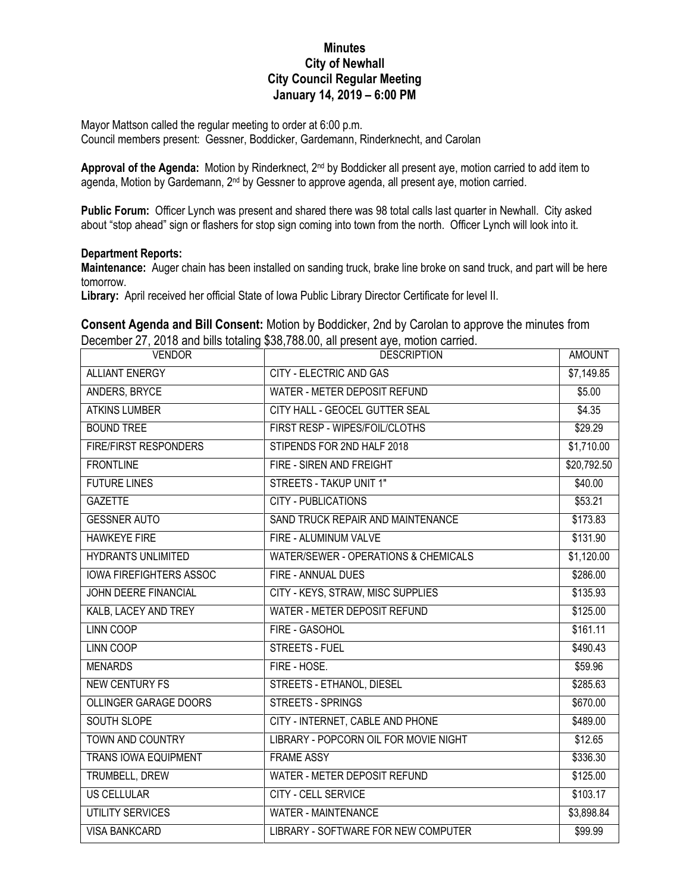# Minutes
## City of Newhall
## City Council Regular Meeting
## January 14, 2019 – 6:00 PM

Mayor Mattson called the regular meeting to order at 6:00 p.m.
Council members present: Gessner, Boddicker, Gardemann, Rinderknecht, and Carolan

**Approval of the Agenda:** Motion by Rinderknect, 2nd by Boddicker all present aye, motion carried to add item to agenda, Motion by Gardemann, 2nd by Gessner to approve agenda, all present aye, motion carried.

**Public Forum:** Officer Lynch was present and shared there was 98 total calls last quarter in Newhall. City asked about "stop ahead" sign or flashers for stop sign coming into town from the north. Officer Lynch will look into it.

**Department Reports:**

**Maintenance:** Auger chain has been installed on sanding truck, brake line broke on sand truck, and part will be here tomorrow.

**Library:** April received her official State of Iowa Public Library Director Certificate for level II.

**Consent Agenda and Bill Consent:** Motion by Boddicker, 2nd by Carolan to approve the minutes from December 27, 2018 and bills totaling $38,788.00, all present aye, motion carried.

| VENDOR | DESCRIPTION | AMOUNT |
|---|---|---|
| ALLIANT ENERGY | CITY - ELECTRIC AND GAS | $7,149.85 |
| ANDERS, BRYCE | WATER - METER DEPOSIT REFUND | $5.00 |
| ATKINS LUMBER | CITY HALL - GEOCEL GUTTER SEAL | $4.35 |
| BOUND TREE | FIRST RESP - WIPES/FOIL/CLOTHS | $29.29 |
| FIRE/FIRST RESPONDERS | STIPENDS FOR 2ND HALF 2018 | $1,710.00 |
| FRONTLINE | FIRE - SIREN AND FREIGHT | $20,792.50 |
| FUTURE LINES | STREETS - TAKUP UNIT 1" | $40.00 |
| GAZETTE | CITY - PUBLICATIONS | $53.21 |
| GESSNER AUTO | SAND TRUCK REPAIR AND MAINTENANCE | $173.83 |
| HAWKEYE FIRE | FIRE - ALUMINUM VALVE | $131.90 |
| HYDRANTS UNLIMITED | WATER/SEWER - OPERATIONS & CHEMICALS | $1,120.00 |
| IOWA FIREFIGHTERS ASSOC | FIRE - ANNUAL DUES | $286.00 |
| JOHN DEERE FINANCIAL | CITY - KEYS, STRAW, MISC SUPPLIES | $135.93 |
| KALB, LACEY AND TREY | WATER - METER DEPOSIT REFUND | $125.00 |
| LINN COOP | FIRE - GASOHOL | $161.11 |
| LINN COOP | STREETS - FUEL | $490.43 |
| MENARDS | FIRE - HOSE. | $59.96 |
| NEW CENTURY FS | STREETS - ETHANOL, DIESEL | $285.63 |
| OLLINGER GARAGE DOORS | STREETS - SPRINGS | $670.00 |
| SOUTH SLOPE | CITY - INTERNET, CABLE AND PHONE | $489.00 |
| TOWN AND COUNTRY | LIBRARY - POPCORN OIL FOR MOVIE NIGHT | $12.65 |
| TRANS IOWA EQUIPMENT | FRAME ASSY | $336.30 |
| TRUMBELL, DREW | WATER - METER DEPOSIT REFUND | $125.00 |
| US CELLULAR | CITY - CELL SERVICE | $103.17 |
| UTILITY SERVICES | WATER - MAINTENANCE | $3,898.84 |
| VISA BANKCARD | LIBRARY - SOFTWARE FOR NEW COMPUTER | $99.99 |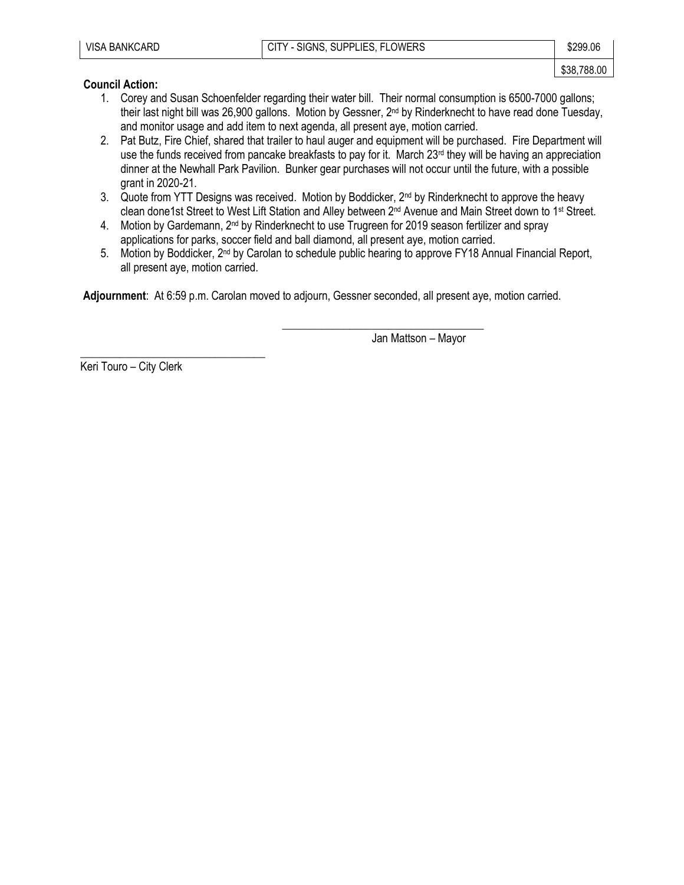| | | |
|---|---|---|
| VISA BANKCARD | CITY - SIGNS, SUPPLIES, FLOWERS | $299.06 |
| | | $38,788.00 |

**Council Action:**

1. Corey and Susan Schoenfelder regarding their water bill. Their normal consumption is 6500-7000 gallons; their last night bill was 26,900 gallons. Motion by Gessner, 2nd by Rinderknecht to have read done Tuesday, and monitor usage and add item to next agenda, all present aye, motion carried.
2. Pat Butz, Fire Chief, shared that trailer to haul auger and equipment will be purchased. Fire Department will use the funds received from pancake breakfasts to pay for it. March 23rd they will be having an appreciation dinner at the Newhall Park Pavilion. Bunker gear purchases will not occur until the future, with a possible grant in 2020-21.
3. Quote from YTT Designs was received. Motion by Boddicker, 2nd by Rinderknecht to approve the heavy clean done1st Street to West Lift Station and Alley between 2nd Avenue and Main Street down to 1st Street.
4. Motion by Gardemann, 2nd by Rinderknecht to use Trugreen for 2019 season fertilizer and spray applications for parks, soccer field and ball diamond, all present aye, motion carried.
5. Motion by Boddicker, 2nd by Carolan to schedule public hearing to approve FY18 Annual Financial Report, all present aye, motion carried.

**Adjournment**: At 6:59 p.m. Carolan moved to adjourn, Gessner seconded, all present aye, motion carried.

\_\_\_\_\_\_\_\_\_\_\_\_\_\_\_\_\_\_\_\_\_\_\_\_\_\_\_\_\_\_\_\_\_\_\_\_

Jan Mattson – Mayor

\_\_\_\_\_\_\_\_\_\_\_\_\_\_\_\_\_\_\_\_\_\_\_\_\_\_\_\_\_\_\_\_\_\_\_\_

Keri Touro – City Clerk